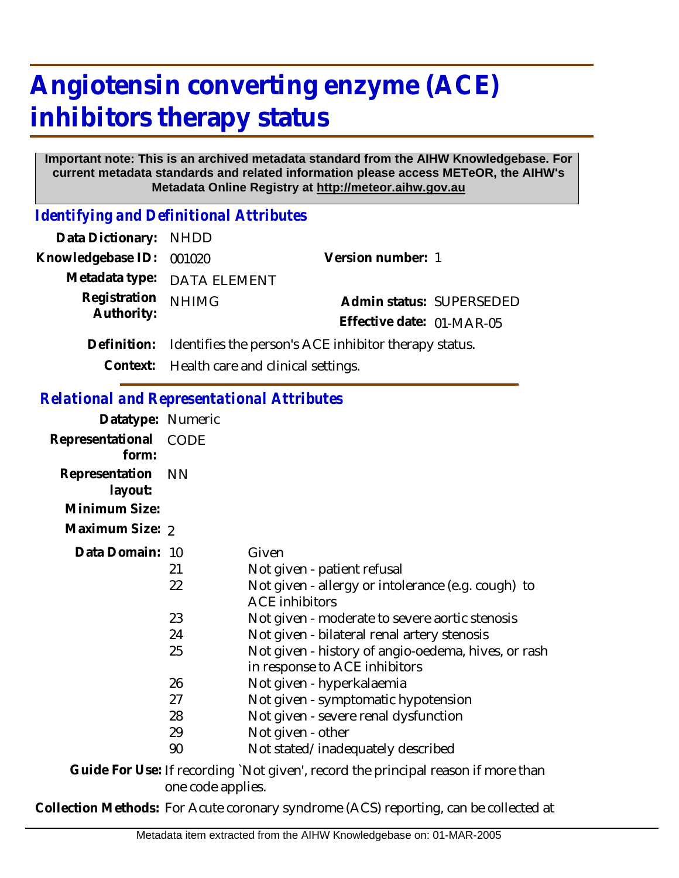# Angiotensin converting enzyme (ACE) inhibitors therapy status

**Important note: This is an archived metadata standard from the AIHW Knowledgebase. For current metadata standards and related information please access METeOR, the AIHW's Metadata Online Registry at http://meteor.aihw.gov.au**

## *Identifying and Definitional Attributes*

**Data Dictionary:** NHDD

**Knowledgebase ID:** 001020

**Version number:** 1

**Metadata type:** DATA ELEMENT

**Registration Authority:** NHIMG

**Admin status:** SUPERSEDED

**Effective date:** 01-MAR-05

**Definition:** Identifies the person's ACE inhibitor therapy status.

**Context:** Health care and clinical settings.

## *Relational and Representational Attributes*

**Datatype:** Numeric

**Representational form:** CODE

**Representation layout:** NN

**Minimum Size:**

**Maximum Size:** 2

**Data Domain:**

| Code | Description |
|---|---|
| 10 | Given |
| 21 | Not given - patient refusal |
| 22 | Not given - allergy or intolerance (e.g. cough) to ACE inhibitors |
| 23 | Not given - moderate to severe aortic stenosis |
| 24 | Not given - bilateral renal artery stenosis |
| 25 | Not given - history of angio-oedema, hives, or rash in response to ACE inhibitors |
| 26 | Not given - hyperkalaemia |
| 27 | Not given - symptomatic hypotension |
| 28 | Not given - severe renal dysfunction |
| 29 | Not given - other |
| 90 | Not stated/inadequately described |

**Guide For Use:** If recording `Not given', record the principal reason if more than one code applies.

**Collection Methods:** For Acute coronary syndrome (ACS) reporting, can be collected at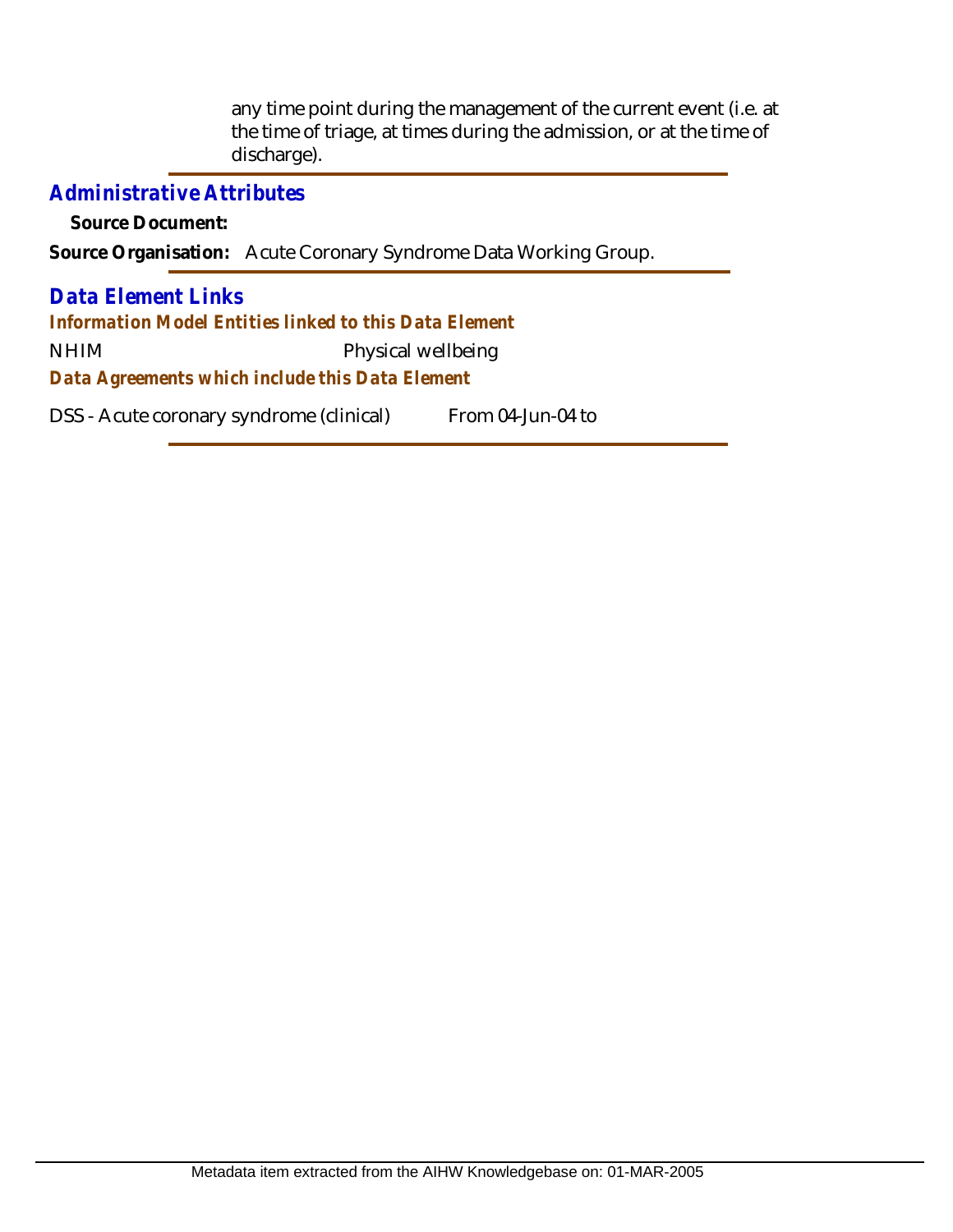any time point during the management of the current event (i.e. at the time of triage, at times during the admission, or at the time of discharge).

## Administrative Attributes

**Source Document:**

**Source Organisation:** Acute Coronary Syndrome Data Working Group.

## Data Element Links

### *Information Model Entities linked to this Data Element*

NHIM Physical wellbeing

### *Data Agreements which include this Data Element*

DSS - Acute coronary syndrome (clinical) From 04-Jun-04 to